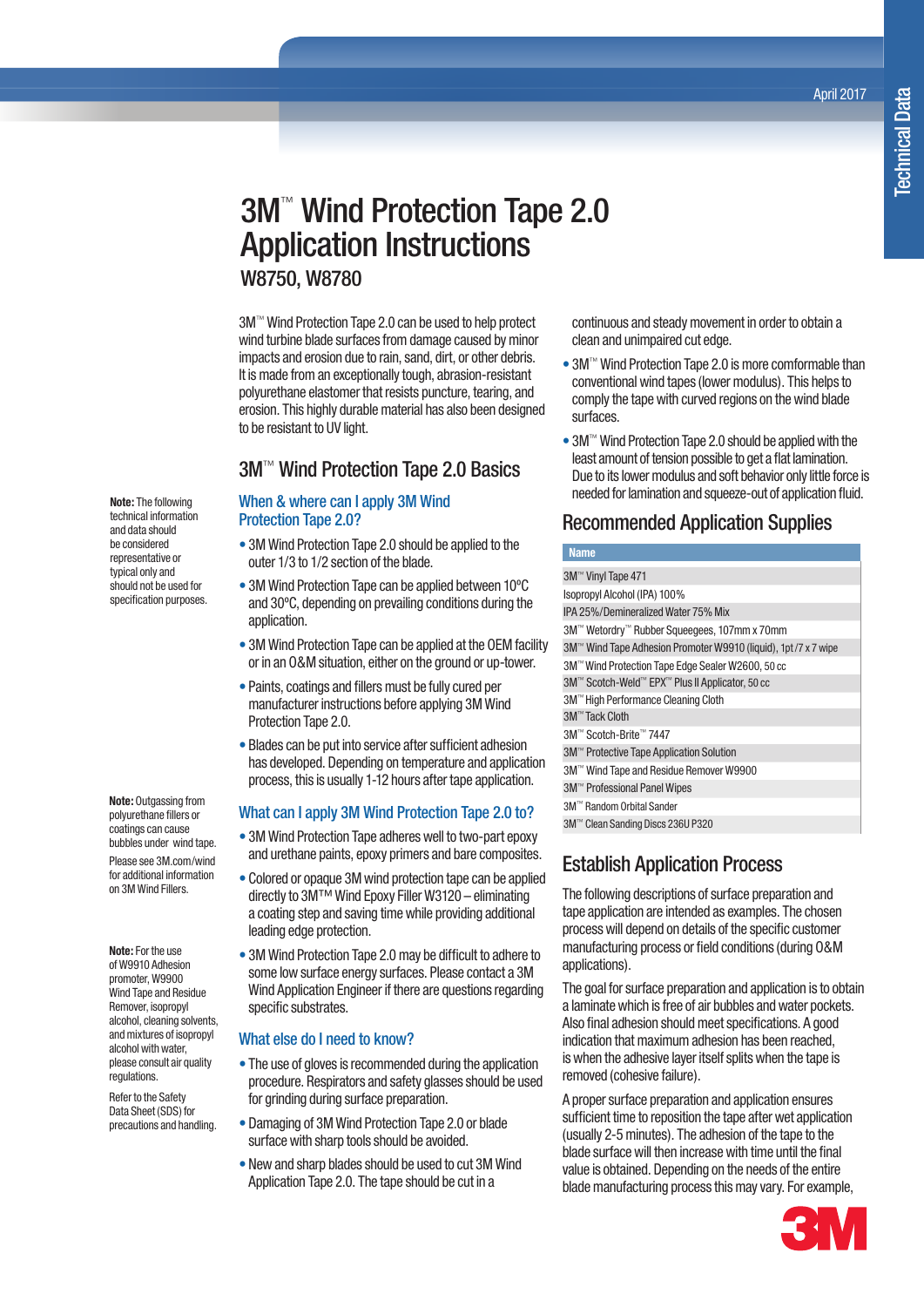# 3M™ Wind Protection Tape 2.0 Application Instructions

## W8750, W8780

April 2017

Technical Data

3M™ Wind Protection Tape 2.0 can be used to help protect wind turbine blade surfaces from damage caused by minor impacts and erosion due to rain, sand, dirt, or other debris. It is made from an exceptionally tough, abrasion-resistant polyurethane elastomer that resists puncture, tearing, and erosion. This highly durable material has also been designed to be resistant to UV light.

**Note:** The following technical information and data should be considered representative or typical only and should not be used for specification purposes.

## 3M™ Wind Protection Tape 2.0 Basics

### When & where can I apply 3M Wind Protection Tape 2.0?

- 3M Wind Protection Tape 2.0 should be applied to the outer 1/3 to 1/2 section of the blade.
- 3M Wind Protection Tape can be applied between 10ºC and 30ºC, depending on prevailing conditions during the application.
- 3M Wind Protection Tape can be applied at the OEM facility or in an O&M situation, either on the ground or up-tower.
- Paints, coatings and fillers must be fully cured per manufacturer instructions before applying 3M Wind Protection Tape 2.0.
- Blades can be put into service after sufficient adhesion has developed. Depending on temperature and application process, this is usually 1-12 hours after tape application.

**Note:** Outgassing from polyurethane fillers or coatings can cause bubbles under wind tape.

Please see 3M.com/wind for additional information on 3M Wind Fillers.

### What can I apply 3M Wind Protection Tape 2.0 to?

- 3M Wind Protection Tape adheres well to two-part epoxy and urethane paints, epoxy primers and bare composites.
- Colored or opaque 3M wind protection tape can be applied directly to 3M™M Wind Epoxy Filler W3120 – eliminating a coating step and saving time while providing additional leading edge protection.
- 3M Wind Protection Tape 2.0 may be difficult to adhere to some low surface energy surfaces. Please contact a 3M Wind Application Engineer if there are questions regarding specific substrates.

**Note:** For the use of W9910 Adhesion promoter, W9900 Wind Tape and Residue Remover, isopropyl alcohol, cleaning solvents, and mixtures of isopropyl alcohol with water, please consult air quality regulations.

Refer to the Safety Data Sheet (SDS) for precautions and handling.

### What else do I need to know?

- The use of gloves is recommended during the application procedure. Respirators and safety glasses should be used for grinding during surface preparation.
- Damaging of 3M Wind Protection Tape 2.0 or blade surface with sharp tools should be avoided.
- New and sharp blades should be used to cut 3M Wind Application Tape 2.0. The tape should be cut in a continuous and steady movement in order to obtain a clean and unimpaired cut edge.
- 3M™ Wind Protection Tape 2.0 is more comformable than conventional wind tapes (lower modulus). This helps to comply the tape with curved regions on the wind blade surfaces.
- 3M™ Wind Protection Tape 2.0 should be applied with the least amount of tension possible to get a flat lamination. Due to its lower modulus and soft behavior only little force is needed for lamination and squeeze-out of application fluid.

## Recommended Application Supplies

| Name |
|---|
| 3M™ Vinyl Tape 471 |
| Isopropyl Alcohol (IPA) 100% |
| IPA 25%/Demineralized Water 75% Mix |
| 3M™ Wetordry™ Rubber Squeegees, 107mm x 70mm |
| 3M™ Wind Tape Adhesion Promoter W9910 (liquid), 1pt/7 x 7 wipe |
| 3M™ Wind Protection Tape Edge Sealer W2600, 50 cc |
| 3M™ Scotch-Weld™ EPX™ Plus II Applicator, 50 cc |
| 3M™ High Performance Cleaning Cloth |
| 3M™ Tack Cloth |
| 3M™ Scotch-Brite™ 7447 |
| 3M™ Protective Tape Application Solution |
| 3M™ Wind Tape and Residue Remover W9900 |
| 3M™ Professional Panel Wipes |
| 3M™ Random Orbital Sander |
| 3M™ Clean Sanding Discs 236U P320 |

## Establish Application Process

The following descriptions of surface preparation and tape application are intended as examples. The chosen process will depend on details of the specific customer manufacturing process or field conditions (during O&M applications).

The goal for surface preparation and application is to obtain a laminate which is free of air bubbles and water pockets. Also final adhesion should meet specifications. A good indication that maximum adhesion has been reached, is when the adhesive layer itself splits when the tape is removed (cohesive failure).

A proper surface preparation and application ensures sufficient time to reposition the tape after wet application (usually 2-5 minutes). The adhesion of the tape to the blade surface will then increase with time until the final value is obtained. Depending on the needs of the entire blade manufacturing process this may vary. For example,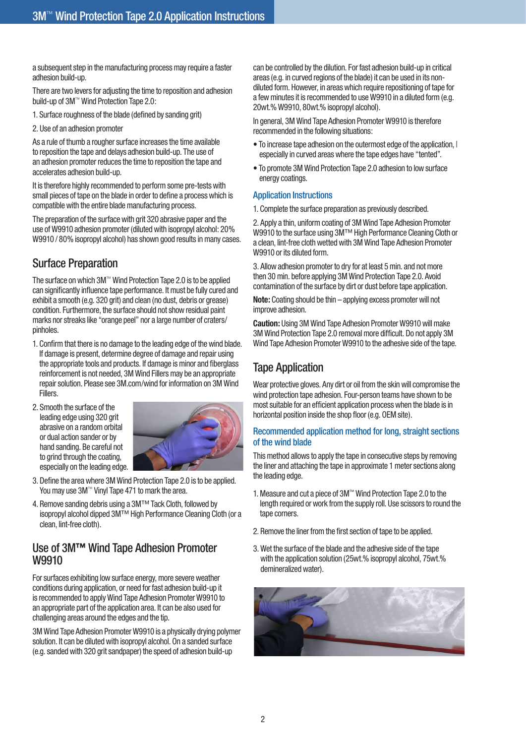a subsequent step in the manufacturing process may require a faster adhesion build-up.

There are two levers for adjusting the time to reposition and adhesion build-up of 3M™ Wind Protection Tape 2.0:

1. Surface roughness of the blade (defined by sanding grit)
2. Use of an adhesion promoter

As a rule of thumb a rougher surface increases the time available to reposition the tape and delays adhesion build-up. The use of an adhesion promoter reduces the time to reposition the tape and accelerates adhesion build-up.

It is therefore highly recommended to perform some pre-tests with small pieces of tape on the blade in order to define a process which is compatible with the entire blade manufacturing process.

The preparation of the surface with grit 320 abrasive paper and the use of W9910 adhesion promoter (diluted with isopropyl alcohol: 20% W9910 / 80% isopropyl alcohol) has shown good results in many cases.

## Surface Preparation

The surface on which 3M™ Wind Protection Tape 2.0 is to be applied can significantly influence tape performance. It must be fully cured and exhibit a smooth (e.g. 320 grit) and clean (no dust, debris or grease) condition. Furthermore, the surface should not show residual paint marks nor streaks like "orange peel" nor a large number of craters/ pinholes.

1. Confirm that there is no damage to the leading edge of the wind blade. If damage is present, determine degree of damage and repair using the appropriate tools and products. If damage is minor and fiberglass reinforcement is not needed, 3M Wind Fillers may be an appropriate repair solution. Please see 3M.com/wind for information on 3M Wind Fillers.
2. Smooth the surface of the leading edge using 320 grit abrasive on a random orbital or dual action sander or by hand sanding. Be careful not to grind through the coating, especially on the leading edge.
3. Define the area where 3M Wind Protection Tape 2.0 is to be applied. You may use 3M™ Vinyl Tape 471 to mark the area.
4. Remove sanding debris using a 3M™ Tack Cloth, followed by isopropyl alcohol dipped 3M™ High Performance Cleaning Cloth (or a clean, lint-free cloth).

## Use of 3M™ Wind Tape Adhesion Promoter W9910

For surfaces exhibiting low surface energy, more severe weather conditions during application, or need for fast adhesion build-up it is recommended to apply Wind Tape Adhesion Promoter W9910 to an appropriate part of the application area. It can be also used for challenging areas around the edges and the tip.

3M Wind Tape Adhesion Promoter W9910 is a physically drying polymer solution. It can be diluted with isopropyl alcohol. On a sanded surface (e.g. sanded with 320 grit sandpaper) the speed of adhesion build-up can be controlled by the dilution. For fast adhesion build-up in critical areas (e.g. in curved regions of the blade) it can be used in its non-diluted form. However, in areas which require repositioning of tape for a few minutes it is recommended to use W9910 in a diluted form (e.g. 20wt.% W9910, 80wt.% isopropyl alcohol).

In general, 3M Wind Tape Adhesion Promoter W9910 is therefore recommended in the following situations:

- To increase tape adhesion on the outermost edge of the application, especially in curved areas where the tape edges have "tented".
- To promote 3M Wind Protection Tape 2.0 adhesion to low surface energy coatings.

### Application Instructions

1. Complete the surface preparation as previously described.
2. Apply a thin, uniform coating of 3M Wind Tape Adhesion Promoter W9910 to the surface using 3M™ High Performance Cleaning Cloth or a clean, lint-free cloth wetted with 3M Wind Tape Adhesion Promoter W9910 or its diluted form.
3. Allow adhesion promoter to dry for at least 5 min. and not more then 30 min. before applying 3M Wind Protection Tape 2.0. Avoid contamination of the surface by dirt or dust before tape application.

**Note:** Coating should be thin – applying excess promoter will not improve adhesion.

**Caution:** Using 3M Wind Tape Adhesion Promoter W9910 will make 3M Wind Protection Tape 2.0 removal more difficult. Do not apply 3M Wind Tape Adhesion Promoter W9910 to the adhesive side of the tape.

## Tape Application

Wear protective gloves. Any dirt or oil from the skin will compromise the wind protection tape adhesion. Four-person teams have shown to be most suitable for an efficient application process when the blade is in horizontal position inside the shop floor (e.g. OEM site).

### Recommended application method for long, straight sections of the wind blade

This method allows to apply the tape in consecutive steps by removing the liner and attaching the tape in approximate 1 meter sections along the leading edge.

1. Measure and cut a piece of 3M™ Wind Protection Tape 2.0 to the length required or work from the supply roll. Use scissors to round the tape corners.
2. Remove the liner from the first section of tape to be applied.
3. Wet the surface of the blade and the adhesive side of the tape with the application solution (25wt.% isopropyl alcohol, 75wt.% demineralized water).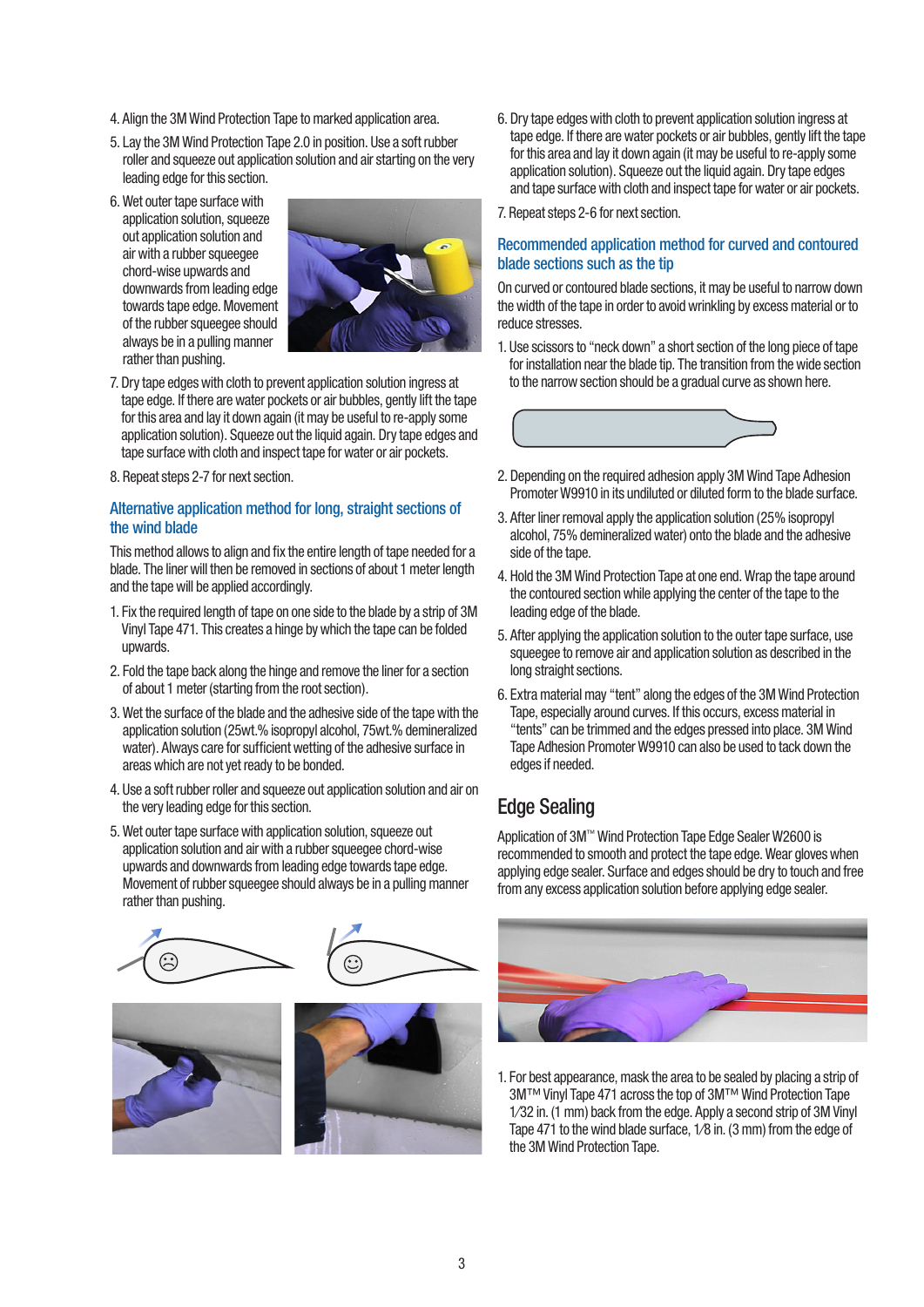4. Align the 3M Wind Protection Tape to marked application area.

5. Lay the 3M Wind Protection Tape 2.0 in position. Use a soft rubber roller and squeeze out application solution and air starting on the very leading edge for this section.

6. Wet outer tape surface with application solution, squeeze out application solution and air with a rubber squeegee chord-wise upwards and downwards from leading edge towards tape edge. Movement of the rubber squeegee should always be in a pulling manner rather than pushing.

7. Dry tape edges with cloth to prevent application solution ingress at tape edge. If there are water pockets or air bubbles, gently lift the tape for this area and lay it down again (it may be useful to re-apply some application solution). Squeeze out the liquid again. Dry tape edges and tape surface with cloth and inspect tape for water or air pockets.

8. Repeat steps 2-7 for next section.

### Alternative application method for long, straight sections of the wind blade

This method allows to align and fix the entire length of tape needed for a blade. The liner will then be removed in sections of about 1 meter length and the tape will be applied accordingly.

1. Fix the required length of tape on one side to the blade by a strip of 3M Vinyl Tape 471. This creates a hinge by which the tape can be folded upwards.

2. Fold the tape back along the hinge and remove the liner for a section of about 1 meter (starting from the root section).

3. Wet the surface of the blade and the adhesive side of the tape with the application solution (25wt.% isopropyl alcohol, 75wt.% demineralized water). Always care for sufficient wetting of the adhesive surface in areas which are not yet ready to be bonded.

4. Use a soft rubber roller and squeeze out application solution and air on the very leading edge for this section.

5. Wet outer tape surface with application solution, squeeze out application solution and air with a rubber squeegee chord-wise upwards and downwards from leading edge towards tape edge. Movement of rubber squeegee should always be in a pulling manner rather than pushing.

6. Dry tape edges with cloth to prevent application solution ingress at tape edge. If there are water pockets or air bubbles, gently lift the tape for this area and lay it down again (it may be useful to re-apply some application solution). Squeeze out the liquid again. Dry tape edges and tape surface with cloth and inspect tape for water or air pockets.

7. Repeat steps 2-6 for next section.

### Recommended application method for curved and contoured blade sections such as the tip

On curved or contoured blade sections, it may be useful to narrow down the width of the tape in order to avoid wrinkling by excess material or to reduce stresses.

1. Use scissors to "neck down" a short section of the long piece of tape for installation near the blade tip. The transition from the wide section to the narrow section should be a gradual curve as shown here.

2. Depending on the required adhesion apply 3M Wind Tape Adhesion Promoter W9910 in its undiluted or diluted form to the blade surface.

3. After liner removal apply the application solution (25% isopropyl alcohol, 75% demineralized water) onto the blade and the adhesive side of the tape.

4. Hold the 3M Wind Protection Tape at one end. Wrap the tape around the contoured section while applying the center of the tape to the leading edge of the blade.

5. After applying the application solution to the outer tape surface, use squeegee to remove air and application solution as described in the long straight sections.

6. Extra material may "tent" along the edges of the 3M Wind Protection Tape, especially around curves. If this occurs, excess material in "tents" can be trimmed and the edges pressed into place. 3M Wind Tape Adhesion Promoter W9910 can also be used to tack down the edges if needed.

## Edge Sealing

Application of 3M™ Wind Protection Tape Edge Sealer W2600 is recommended to smooth and protect the tape edge. Wear gloves when applying edge sealer. Surface and edges should be dry to touch and free from any excess application solution before applying edge sealer.

1. For best appearance, mask the area to be sealed by placing a strip of 3M™ Vinyl Tape 471 across the top of 3M™ Wind Protection Tape 1⁄32 in. (1 mm) back from the edge. Apply a second strip of 3M Vinyl Tape 471 to the wind blade surface, 1⁄8 in. (3 mm) from the edge of the 3M Wind Protection Tape.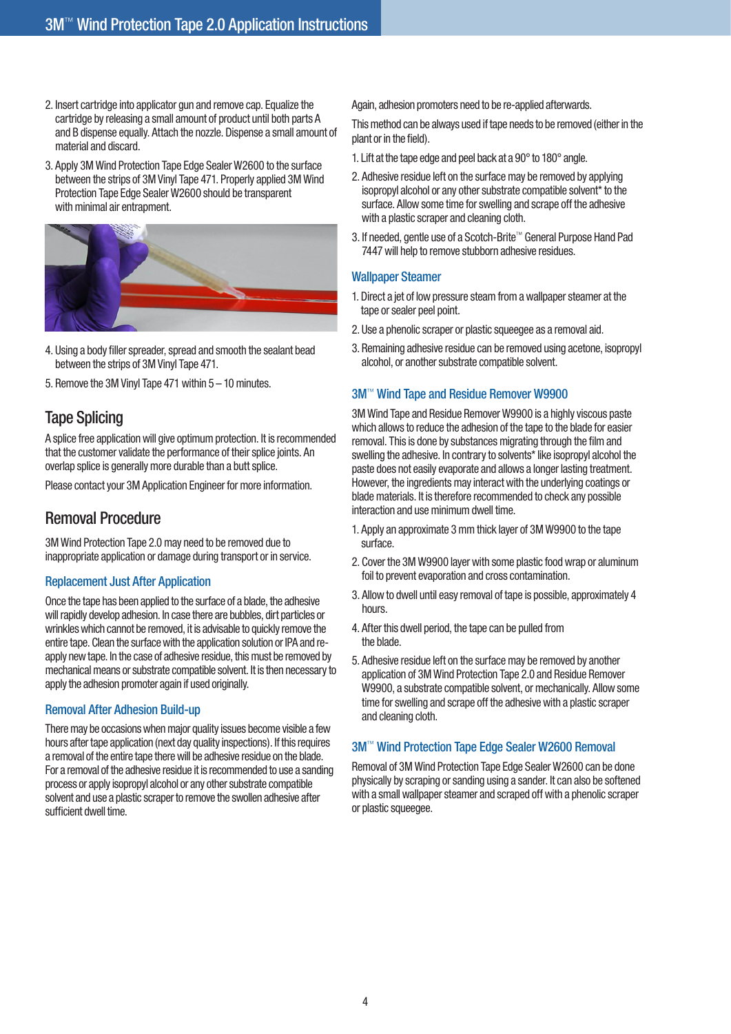2. Insert cartridge into applicator gun and remove cap. Equalize the cartridge by releasing a small amount of product until both parts A and B dispense equally. Attach the nozzle. Dispense a small amount of material and discard.

3. Apply 3M Wind Protection Tape Edge Sealer W2600 to the surface between the strips of 3M Vinyl Tape 471. Properly applied 3M Wind Protection Tape Edge Sealer W2600 should be transparent with minimal air entrapment.

4. Using a body filler spreader, spread and smooth the sealant bead between the strips of 3M Vinyl Tape 471.

5. Remove the 3M Vinyl Tape 471 within 5 – 10 minutes.

## Tape Splicing

A splice free application will give optimum protection. It is recommended that the customer validate the performance of their splice joints. An overlap splice is generally more durable than a butt splice.

Please contact your 3M Application Engineer for more information.

## Removal Procedure

3M Wind Protection Tape 2.0 may need to be removed due to inappropriate application or damage during transport or in service.

### Replacement Just After Application

Once the tape has been applied to the surface of a blade, the adhesive will rapidly develop adhesion. In case there are bubbles, dirt particles or wrinkles which cannot be removed, it is advisable to quickly remove the entire tape. Clean the surface with the application solution or IPA and re-apply new tape. In the case of adhesive residue, this must be removed by mechanical means or substrate compatible solvent. It is then necessary to apply the adhesion promoter again if used originally.

### Removal After Adhesion Build-up

There may be occasions when major quality issues become visible a few hours after tape application (next day quality inspections). If this requires a removal of the entire tape there will be adhesive residue on the blade. For a removal of the adhesive residue it is recommended to use a sanding process or apply isopropyl alcohol or any other substrate compatible solvent and use a plastic scraper to remove the swollen adhesive after sufficient dwell time.

Again, adhesion promoters need to be re-applied afterwards.

This method can be always used if tape needs to be removed (either in the plant or in the field).

1. Lift at the tape edge and peel back at a 90° to 180° angle.
2. Adhesive residue left on the surface may be removed by applying isopropyl alcohol or any other substrate compatible solvent* to the surface. Allow some time for swelling and scrape off the adhesive with a plastic scraper and cleaning cloth.
3. If needed, gentle use of a Scotch-Brite™ General Purpose Hand Pad 7447 will help to remove stubborn adhesive residues.

### Wallpaper Steamer

1. Direct a jet of low pressure steam from a wallpaper steamer at the tape or sealer peel point.
2. Use a phenolic scraper or plastic squeegee as a removal aid.
3. Remaining adhesive residue can be removed using acetone, isopropyl alcohol, or another substrate compatible solvent.

### 3M™ Wind Tape and Residue Remover W9900

3M Wind Tape and Residue Remover W9900 is a highly viscous paste which allows to reduce the adhesion of the tape to the blade for easier removal. This is done by substances migrating through the film and swelling the adhesive. In contrary to solvents* like isopropyl alcohol the paste does not easily evaporate and allows a longer lasting treatment. However, the ingredients may interact with the underlying coatings or blade materials. It is therefore recommended to check any possible interaction and use minimum dwell time.

1. Apply an approximate 3 mm thick layer of 3M W9900 to the tape surface.
2. Cover the 3M W9900 layer with some plastic food wrap or aluminum foil to prevent evaporation and cross contamination.
3. Allow to dwell until easy removal of tape is possible, approximately 4 hours.
4. After this dwell period, the tape can be pulled from the blade.
5. Adhesive residue left on the surface may be removed by another application of 3M Wind Protection Tape 2.0 and Residue Remover W9900, a substrate compatible solvent, or mechanically. Allow some time for swelling and scrape off the adhesive with a plastic scraper and cleaning cloth.

### 3M™ Wind Protection Tape Edge Sealer W2600 Removal

Removal of 3M Wind Protection Tape Edge Sealer W2600 can be done physically by scraping or sanding using a sander. It can also be softened with a small wallpaper steamer and scraped off with a phenolic scraper or plastic squeegee.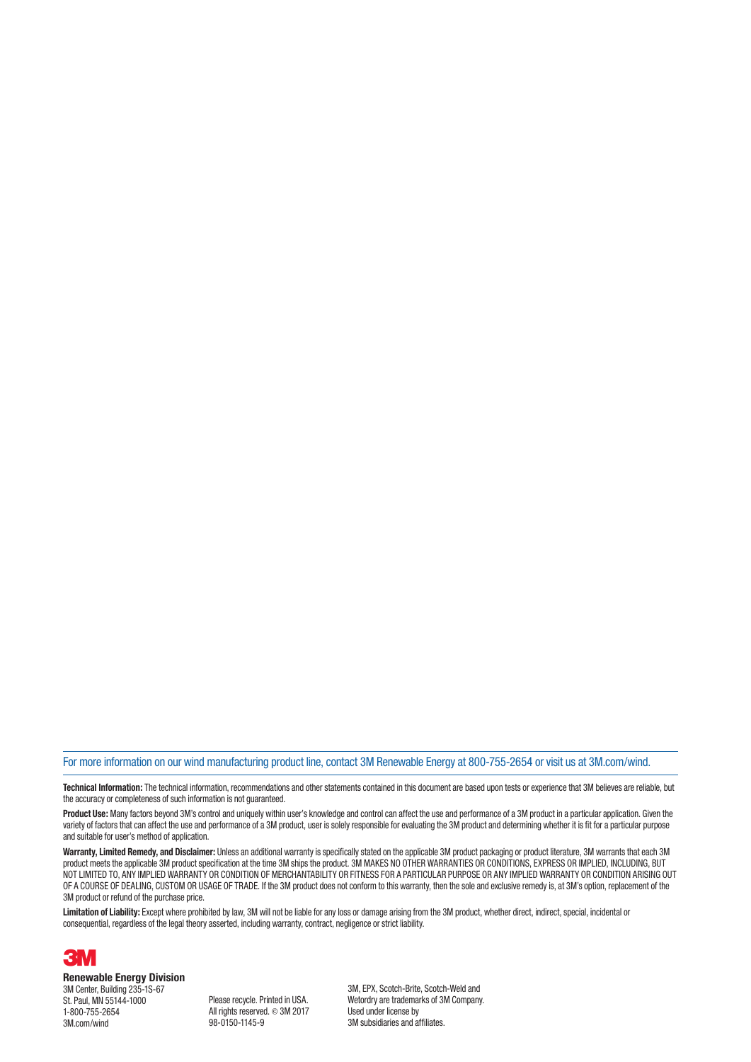For more information on our wind manufacturing product line, contact 3M Renewable Energy at 800-755-2654 or visit us at 3M.com/wind.

**Technical Information:** The technical information, recommendations and other statements contained in this document are based upon tests or experience that 3M believes are reliable, but the accuracy or completeness of such information is not guaranteed.

**Product Use:** Many factors beyond 3M's control and uniquely within user's knowledge and control can affect the use and performance of a 3M product in a particular application. Given the variety of factors that can affect the use and performance of a 3M product, user is solely responsible for evaluating the 3M product and determining whether it is fit for a particular purpose and suitable for user's method of application.

**Warranty, Limited Remedy, and Disclaimer:** Unless an additional warranty is specifically stated on the applicable 3M product packaging or product literature, 3M warrants that each 3M product meets the applicable 3M product specification at the time 3M ships the product. 3M MAKES NO OTHER WARRANTIES OR CONDITIONS, EXPRESS OR IMPLIED, INCLUDING, BUT NOT LIMITED TO, ANY IMPLIED WARRANTY OR CONDITION OF MERCHANTABILITY OR FITNESS FOR A PARTICULAR PURPOSE OR ANY IMPLIED WARRANTY OR CONDITION ARISING OUT OF A COURSE OF DEALING, CUSTOM OR USAGE OF TRADE. If the 3M product does not conform to this warranty, then the sole and exclusive remedy is, at 3M's option, replacement of the 3M product or refund of the purchase price.

**Limitation of Liability:** Except where prohibited by law, 3M will not be liable for any loss or damage arising from the 3M product, whether direct, indirect, special, incidental or consequential, regardless of the legal theory asserted, including warranty, contract, negligence or strict liability.

3M

**Renewable Energy Division**
3M Center, Building 235-1S-67
St. Paul, MN 55144-1000
1-800-755-2654
3M.com/wind

Please recycle. Printed in USA.
All rights reserved. © 3M 2017
98-0150-1145-9

3M, EPX, Scotch-Brite, Scotch-Weld and Wetordry are trademarks of 3M Company. Used under license by 3M subsidiaries and affiliates.